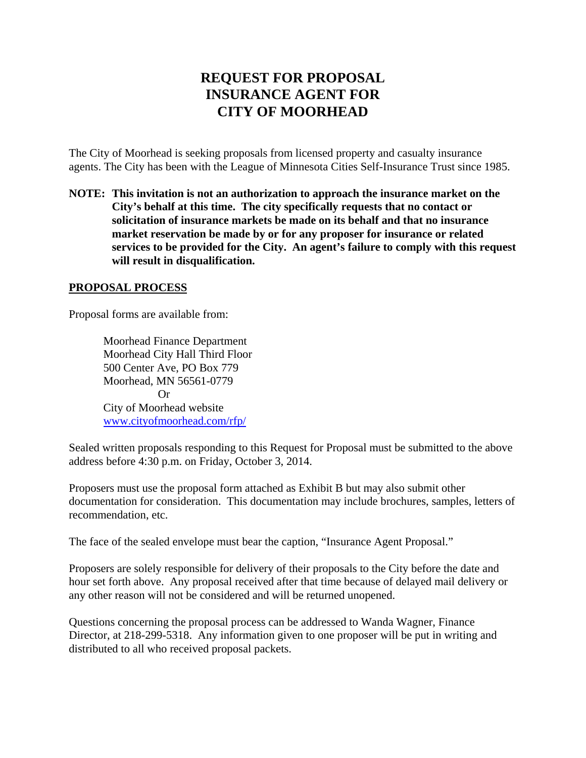# REQUEST FOR PROPOSAL
# INSURANCE AGENT FOR
# CITY OF MOORHEAD

The City of Moorhead is seeking proposals from licensed property and casualty insurance agents. The City has been with the League of Minnesota Cities Self-Insurance Trust since 1985.

**NOTE: This invitation is not an authorization to approach the insurance market on the City's behalf at this time. The city specifically requests that no contact or solicitation of insurance markets be made on its behalf and that no insurance market reservation be made by or for any proposer for insurance or related services to be provided for the City. An agent's failure to comply with this request will result in disqualification.**

## PROPOSAL PROCESS

Proposal forms are available from:

Moorhead Finance Department
Moorhead City Hall Third Floor
500 Center Ave, PO Box 779
Moorhead, MN 56561-0779
Or
City of Moorhead website
www.cityofmoorhead.com/rfp/

Sealed written proposals responding to this Request for Proposal must be submitted to the above address before 4:30 p.m. on Friday, October 3, 2014.

Proposers must use the proposal form attached as Exhibit B but may also submit other documentation for consideration. This documentation may include brochures, samples, letters of recommendation, etc.

The face of the sealed envelope must bear the caption, "Insurance Agent Proposal."

Proposers are solely responsible for delivery of their proposals to the City before the date and hour set forth above. Any proposal received after that time because of delayed mail delivery or any other reason will not be considered and will be returned unopened.

Questions concerning the proposal process can be addressed to Wanda Wagner, Finance Director, at 218-299-5318. Any information given to one proposer will be put in writing and distributed to all who received proposal packets.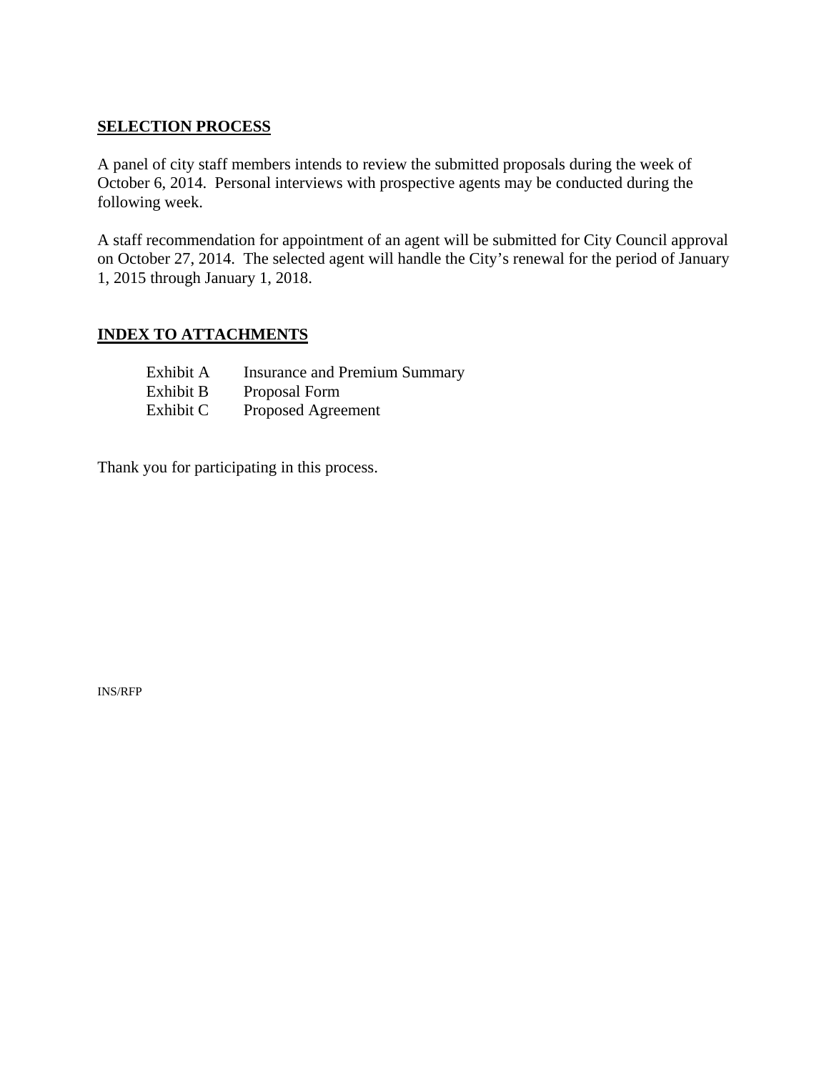## SELECTION PROCESS

A panel of city staff members intends to review the submitted proposals during the week of October 6, 2014. Personal interviews with prospective agents may be conducted during the following week.

A staff recommendation for appointment of an agent will be submitted for City Council approval on October 27, 2014. The selected agent will handle the City's renewal for the period of January 1, 2015 through January 1, 2018.

## INDEX TO ATTACHMENTS

| | |
|---|---|
| Exhibit A | Insurance and Premium Summary |
| Exhibit B | Proposal Form |
| Exhibit C | Proposed Agreement |

Thank you for participating in this process.

INS/RFP